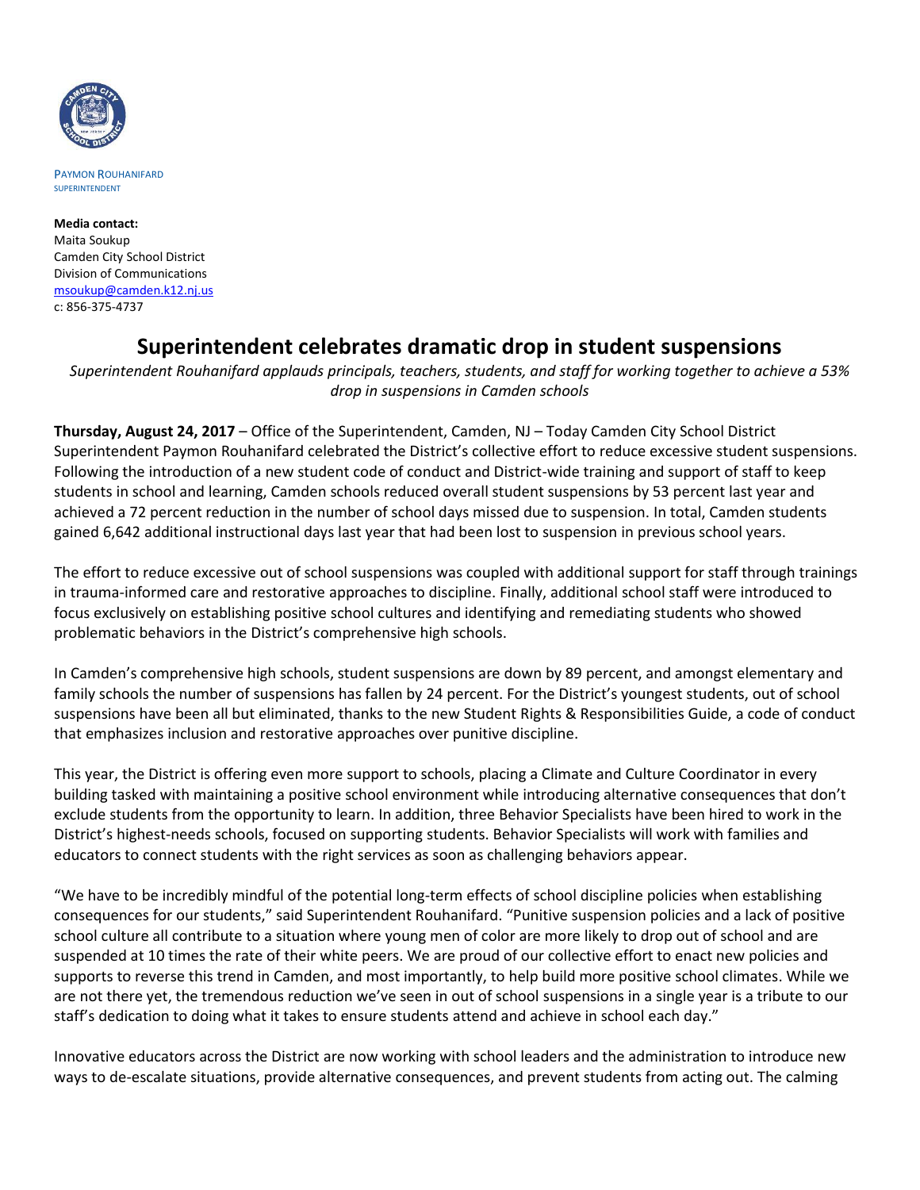PAYMON ROUHANIFARD
SUPERINTENDENT

**Media contact:**
Maita Soukup
Camden City School District
Division of Communications
msoukup@camden.k12.nj.us
c: 856-375-4737

# Superintendent celebrates dramatic drop in student suspensions

*Superintendent Rouhanifard applauds principals, teachers, students, and staff for working together to achieve a 53% drop in suspensions in Camden schools*

**Thursday, August 24, 2017** – Office of the Superintendent, Camden, NJ – Today Camden City School District Superintendent Paymon Rouhanifard celebrated the District's collective effort to reduce excessive student suspensions. Following the introduction of a new student code of conduct and District-wide training and support of staff to keep students in school and learning, Camden schools reduced overall student suspensions by 53 percent last year and achieved a 72 percent reduction in the number of school days missed due to suspension. In total, Camden students gained 6,642 additional instructional days last year that had been lost to suspension in previous school years.

The effort to reduce excessive out of school suspensions was coupled with additional support for staff through trainings in trauma-informed care and restorative approaches to discipline. Finally, additional school staff were introduced to focus exclusively on establishing positive school cultures and identifying and remediating students who showed problematic behaviors in the District's comprehensive high schools.

In Camden's comprehensive high schools, student suspensions are down by 89 percent, and amongst elementary and family schools the number of suspensions has fallen by 24 percent. For the District's youngest students, out of school suspensions have been all but eliminated, thanks to the new Student Rights & Responsibilities Guide, a code of conduct that emphasizes inclusion and restorative approaches over punitive discipline.

This year, the District is offering even more support to schools, placing a Climate and Culture Coordinator in every building tasked with maintaining a positive school environment while introducing alternative consequences that don't exclude students from the opportunity to learn. In addition, three Behavior Specialists have been hired to work in the District's highest-needs schools, focused on supporting students. Behavior Specialists will work with families and educators to connect students with the right services as soon as challenging behaviors appear.

"We have to be incredibly mindful of the potential long-term effects of school discipline policies when establishing consequences for our students," said Superintendent Rouhanifard. "Punitive suspension policies and a lack of positive school culture all contribute to a situation where young men of color are more likely to drop out of school and are suspended at 10 times the rate of their white peers. We are proud of our collective effort to enact new policies and supports to reverse this trend in Camden, and most importantly, to help build more positive school climates. While we are not there yet, the tremendous reduction we've seen in out of school suspensions in a single year is a tribute to our staff's dedication to doing what it takes to ensure students attend and achieve in school each day."

Innovative educators across the District are now working with school leaders and the administration to introduce new ways to de-escalate situations, provide alternative consequences, and prevent students from acting out. The calming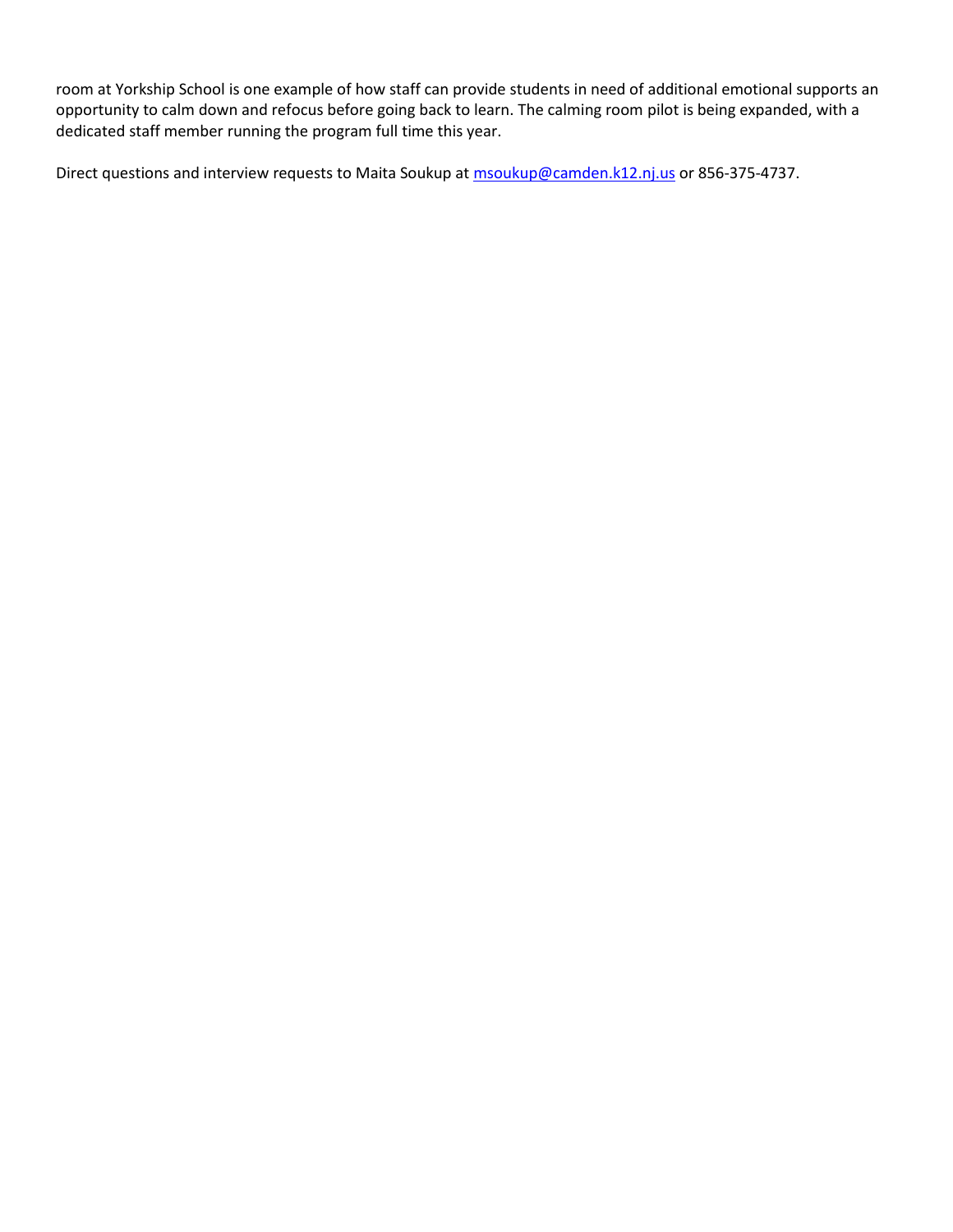room at Yorkship School is one example of how staff can provide students in need of additional emotional supports an opportunity to calm down and refocus before going back to learn. The calming room pilot is being expanded, with a dedicated staff member running the program full time this year.

Direct questions and interview requests to Maita Soukup at [msoukup@camden.k12.nj.us](mailto:msoukup@camden.k12.nj.us) or 856-375-4737.